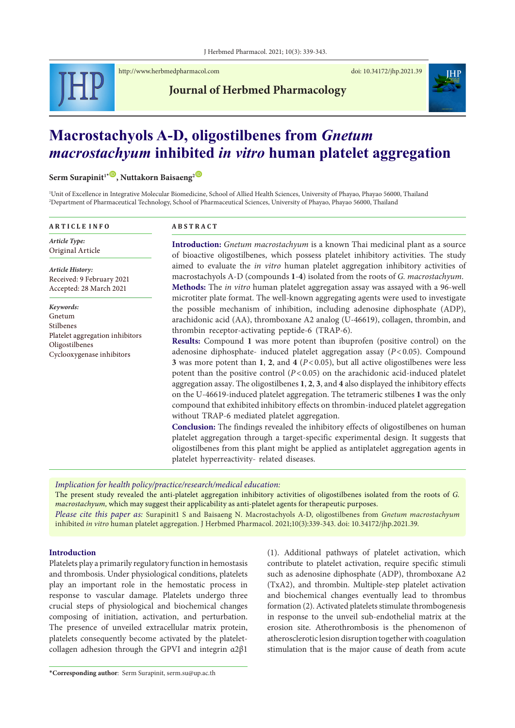http://www.herbmedpharmacol.com doi: 10.34172/jhp.2021.39

**Journal of Herbmed Pharmacology**

# Macrostachyols A-D, oligostilbenes from *Gnetum macrostachyum* inhibited *in vitro* human platelet aggregation

**Serm Surapinit[1*], Nuttakorn Baisaeng[2]**

[1]Unit of Excellence in Integrative Molecular Biomedicine, School of Allied Health Sciences, University of Phayao, Phayao 56000, Thailand
[2]Department of Pharmaceutical Technology, School of Pharmaceutical Sciences, University of Phayao, Phayao 56000, Thailand

**ARTICLE INFO**

*Article Type:*
Original Article

*Article History:*
Received: 9 February 2021
Accepted: 28 March 2021

*Keywords:*
Gnetum
Stilbenes
Platelet aggregation inhibitors
Oligostilbenes
Cyclooxygenase inhibitors

**ABSTRACT**

**Introduction:** *Gnetum macrostachyum* is a known Thai medicinal plant as a source of bioactive oligostilbenes, which possess platelet inhibitory activities. The study aimed to evaluate the *in vitro* human platelet aggregation inhibitory activities of macrostachyols A-D (compounds **1**-**4**) isolated from the roots of *G. macrostachyum*.

**Methods:** The *in vitro* human platelet aggregation assay was assayed with a 96-well microtiter plate format. The well-known aggregating agents were used to investigate the possible mechanism of inhibition, including adenosine diphosphate (ADP), arachidonic acid (AA), thromboxane A2 analog (U-46619), collagen, thrombin, and thrombin receptor-activating peptide-6 (TRAP-6).

**Results:** Compound **1** was more potent than ibuprofen (positive control) on the adenosine diphosphate- induced platelet aggregation assay ($P<0.05$). Compound **3** was more potent than **1**, **2**, and **4** ($P<0.05$), but all active oligostilbenes were less potent than the positive control ($P<0.05$) on the arachidonic acid-induced platelet aggregation assay. The oligostilbenes **1**, **2**, **3**, and **4** also displayed the inhibitory effects on the U-46619-induced platelet aggregation. The tetrameric stilbenes **1** was the only compound that exhibited inhibitory effects on thrombin-induced platelet aggregation without TRAP-6 mediated platelet aggregation.

**Conclusion:** The findings revealed the inhibitory effects of oligostilbenes on human platelet aggregation through a target-specific experimental design. It suggests that oligostilbenes from this plant might be applied as antiplatelet aggregation agents in platelet hyperreactivity- related diseases.

*Implication for health policy/practice/research/medical education:*
The present study revealed the anti-platelet aggregation inhibitory activities of oligostilbenes isolated from the roots of *G. macrostachyum,* which may suggest their applicability as anti-platelet agents for therapeutic purposes.

*Please cite this paper as:* Surapinit1 S and Baisaeng N. Macrostachyols A-D, oligostilbenes from *Gnetum macrostachyum* inhibited *in vitro* human platelet aggregation. J Herbmed Pharmacol. 2021;10(3):339-343. doi: 10.34172/jhp.2021.39.

## Introduction

Platelets play a primarily regulatory function in hemostasis and thrombosis. Under physiological conditions, platelets play an important role in the hemostatic process in response to vascular damage. Platelets undergo three crucial steps of physiological and biochemical changes composing of initiation, activation, and perturbation. The presence of unveiled extracellular matrix protein, platelets consequently become activated by the platelet-collagen adhesion through the GPVI and integrin $\alpha 2\beta 1$ (1). Additional pathways of platelet activation, which contribute to platelet activation, require specific stimuli such as adenosine diphosphate (ADP), thromboxane A2 (TxA2), and thrombin. Multiple-step platelet activation and biochemical changes eventually lead to thrombus formation (2). Activated platelets stimulate thrombogenesis in response to the unveil sub-endothelial matrix at the erosion site. Atherothrombosis is the phenomenon of atherosclerotic lesion disruption together with coagulation stimulation that is the major cause of death from acute

**\*Corresponding author**: Serm Surapinit, serm.su@up.ac.th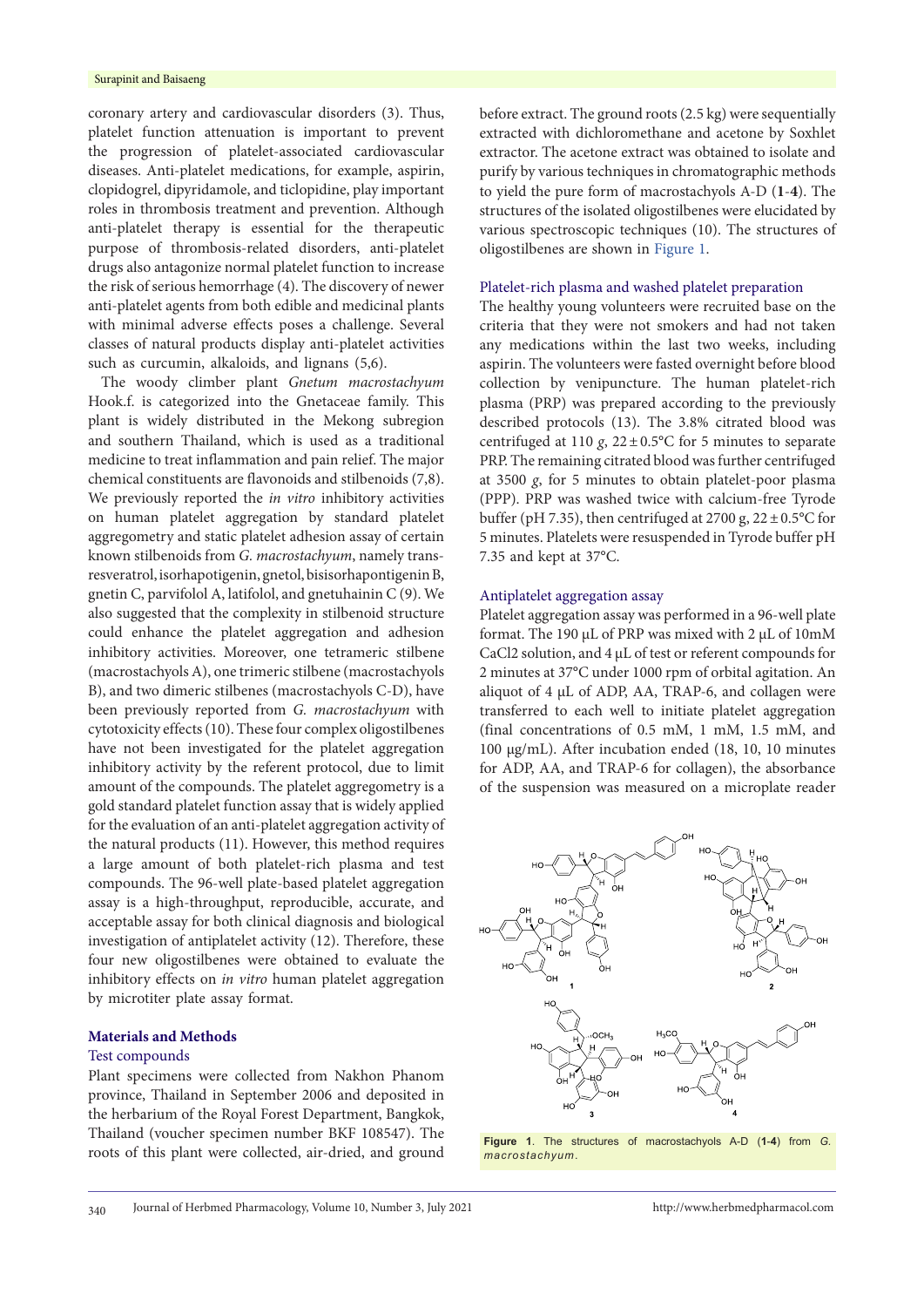coronary artery and cardiovascular disorders (3). Thus, platelet function attenuation is important to prevent the progression of platelet-associated cardiovascular diseases. Anti-platelet medications, for example, aspirin, clopidogrel, dipyridamole, and ticlopidine, play important roles in thrombosis treatment and prevention. Although anti-platelet therapy is essential for the therapeutic purpose of thrombosis-related disorders, anti-platelet drugs also antagonize normal platelet function to increase the risk of serious hemorrhage (4). The discovery of newer anti-platelet agents from both edible and medicinal plants with minimal adverse effects poses a challenge. Several classes of natural products display anti-platelet activities such as curcumin, alkaloids, and lignans (5,6).

The woody climber plant *Gnetum macrostachyum* Hook.f. is categorized into the Gnetaceae family. This plant is widely distributed in the Mekong subregion and southern Thailand, which is used as a traditional medicine to treat inflammation and pain relief. The major chemical constituents are flavonoids and stilbenoids (7,8). We previously reported the *in vitro* inhibitory activities on human platelet aggregation by standard platelet aggregometry and static platelet adhesion assay of certain known stilbenoids from *G. macrostachyum*, namely trans-resveratrol, isorhapotigenin, gnetol, bisisorhapontigenin B, gnetin C, parvifolol A, latifolol, and gnetuhainin C (9). We also suggested that the complexity in stilbenoid structure could enhance the platelet aggregation and adhesion inhibitory activities. Moreover, one tetrameric stilbene (macrostachyols A), one trimeric stilbene (macrostachyols B), and two dimeric stilbenes (macrostachyols C-D), have been previously reported from *G. macrostachyum* with cytotoxicity effects (10). These four complex oligostilbenes have not been investigated for the platelet aggregation inhibitory activity by the referent protocol, due to limit amount of the compounds. The platelet aggregometry is a gold standard platelet function assay that is widely applied for the evaluation of an anti-platelet aggregation activity of the natural products (11). However, this method requires a large amount of both platelet-rich plasma and test compounds. The 96-well plate-based platelet aggregation assay is a high-throughput, reproducible, accurate, and acceptable assay for both clinical diagnosis and biological investigation of antiplatelet activity (12). Therefore, these four new oligostilbenes were obtained to evaluate the inhibitory effects on *in vitro* human platelet aggregation by microtiter plate assay format.

## Materials and Methods

### Test compounds

Plant specimens were collected from Nakhon Phanom province, Thailand in September 2006 and deposited in the herbarium of the Royal Forest Department, Bangkok, Thailand (voucher specimen number BKF 108547). The roots of this plant were collected, air-dried, and ground before extract. The ground roots (2.5 kg) were sequentially extracted with dichloromethane and acetone by Soxhlet extractor. The acetone extract was obtained to isolate and purify by various techniques in chromatographic methods to yield the pure form of macrostachyols A-D (**1**-**4**). The structures of the isolated oligostilbenes were elucidated by various spectroscopic techniques (10). The structures of oligostilbenes are shown in Figure 1.

### Platelet-rich plasma and washed platelet preparation

The healthy young volunteers were recruited base on the criteria that they were not smokers and had not taken any medications within the last two weeks, including aspirin. The volunteers were fasted overnight before blood collection by venipuncture. The human platelet-rich plasma (PRP) was prepared according to the previously described protocols (13). The 3.8% citrated blood was centrifuged at 110 *g*, 22 ± 0.5°C for 5 minutes to separate PRP. The remaining citrated blood was further centrifuged at 3500 *g*, for 5 minutes to obtain platelet-poor plasma (PPP). PRP was washed twice with calcium-free Tyrode buffer (pH 7.35), then centrifuged at 2700 g, 22 ± 0.5°C for 5 minutes. Platelets were resuspended in Tyrode buffer pH 7.35 and kept at 37°C.

### Antiplatelet aggregation assay

Platelet aggregation assay was performed in a 96-well plate format. The 190 µL of PRP was mixed with 2 µL of 10mM CaCl2 solution, and 4 µL of test or referent compounds for 2 minutes at 37°C under 1000 rpm of orbital agitation. An aliquot of 4 µL of ADP, AA, TRAP-6, and collagen were transferred to each well to initiate platelet aggregation (final concentrations of 0.5 mM, 1 mM, 1.5 mM, and 100 µg/mL). After incubation ended (18, 10, 10 minutes for ADP, AA, and TRAP-6 for collagen), the absorbance of the suspension was measured on a microplate reader

**Figure 1**. The structures of macrostachyols A-D (**1**-**4**) from *G. macrostachyum*.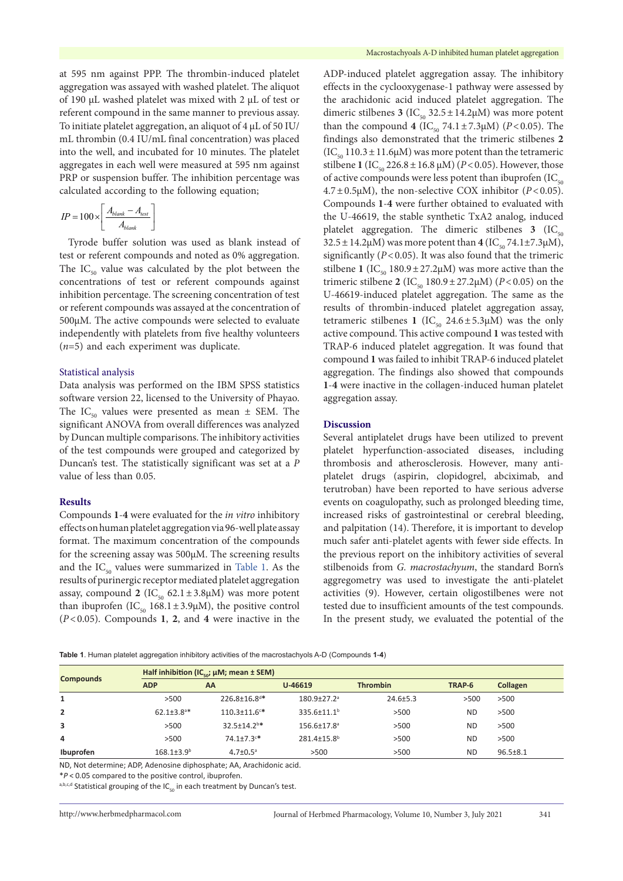at 595 nm against PPP. The thrombin-induced platelet aggregation was assayed with washed platelet. The aliquot of 190 µL washed platelet was mixed with 2 µL of test or referent compound in the same manner to previous assay. To initiate platelet aggregation, an aliquot of 4 µL of 50 IU/mL thrombin (0.4 IU/mL final concentration) was placed into the well, and incubated for 10 minutes. The platelet aggregates in each well were measured at 595 nm against PRP or suspension buffer. The inhibition percentage was calculated according to the following equation;

$$IP = 100 \times \left[ \frac{A_{blank} - A_{test}}{A_{blank}} \right]$$

Tyrode buffer solution was used as blank instead of test or referent compounds and noted as 0% aggregation. The $IC_{50}$ value was calculated by the plot between the concentrations of test or referent compounds against inhibition percentage. The screening concentration of test or referent compounds was assayed at the concentration of 500µM. The active compounds were selected to evaluate independently with platelets from five healthy volunteers ($n$=5) and each experiment was duplicate.

### Statistical analysis

Data analysis was performed on the IBM SPSS statistics software version 22, licensed to the University of Phayao. The $IC_{50}$ values were presented as mean ± SEM. The significant ANOVA from overall differences was analyzed by Duncan multiple comparisons. The inhibitory activities of the test compounds were grouped and categorized by Duncan's test. The statistically significant was set at a $P$ value of less than 0.05.

## Results

Compounds **1**-**4** were evaluated for the *in vitro* inhibitory effects on human platelet aggregation via 96-well plate assay format. The maximum concentration of the compounds for the screening assay was 500µM. The screening results and the $IC_{50}$ values were summarized in Table 1. As the results of purinergic receptor mediated platelet aggregation assay, compound **2** ($IC_{50}$ 62.1 ± 3.8µM) was more potent than ibuprofen ($IC_{50}$ 168.1 ± 3.9µM), the positive control ($P$ < 0.05). Compounds **1**, **2**, and **4** were inactive in the ADP-induced platelet aggregation assay. The inhibitory effects in the cyclooxygenase-1 pathway were assessed by the arachidonic acid induced platelet aggregation. The dimeric stilbenes **3** ($IC_{50}$ 32.5 ± 14.2µM) was more potent than the compound **4** ($IC_{50}$ 74.1 ± 7.3µM) ($P$ < 0.05). The findings also demonstrated that the trimeric stilbenes **2** ($IC_{50}$ 110.3 ± 11.6µM) was more potent than the tetrameric stilbene **1** ($IC_{50}$ 226.8 ± 16.8 µM) ($P$ < 0.05). However, those of active compounds were less potent than ibuprofen ($IC_{50}$ 4.7 ± 0.5µM), the non-selective COX inhibitor ($P$ < 0.05). Compounds **1**-**4** were further obtained to evaluated with the U-46619, the stable synthetic TxA2 analog, induced platelet aggregation. The dimeric stilbenes **3** ($IC_{50}$ 32.5 ± 14.2µM) was more potent than **4** ($IC_{50}$ 74.1±7.3µM), significantly ($P$ < 0.05). It was also found that the trimeric stilbene **1** ($IC_{50}$ 180.9 ± 27.2µM) was more active than the trimeric stilbene **2** ($IC_{50}$ 180.9 ± 27.2µM) ($P$ < 0.05) on the U-46619-induced platelet aggregation. The same as the results of thrombin-induced platelet aggregation assay, tetrameric stilbenes **1** ($IC_{50}$ 24.6 ± 5.3µM) was the only active compound. This active compound **1** was tested with TRAP-6 induced platelet aggregation. It was found that compound **1** was failed to inhibit TRAP-6 induced platelet aggregation. The findings also showed that compounds **1**-**4** were inactive in the collagen-induced human platelet aggregation assay.

## Discussion

Several antiplatelet drugs have been utilized to prevent platelet hyperfunction-associated diseases, including thrombosis and atherosclerosis. However, many anti-platelet drugs (aspirin, clopidogrel, abciximab, and terutroban) have been reported to have serious adverse events on coagulopathy, such as prolonged bleeding time, increased risks of gastrointestinal or cerebral bleeding, and palpitation (14). Therefore, it is important to develop much safer anti-platelet agents with fewer side effects. In the previous report on the inhibitory activities of several stilbenoids from *G. macrostachyum*, the standard Born's aggregometry was used to investigate the anti-platelet activities (9). However, certain oligostilbenes were not tested due to insufficient amounts of the test compounds. In the present study, we evaluated the potential of the

**Table 1**. Human platelet aggregation inhibitory activities of the macrostachyols A-D (Compounds **1**-**4**)

| Compounds | Half inhibition ($IC_{50}$; µM; mean ± SEM) | | | | | |
|---|---|---|---|---|---|---|
| | ADP | AA | U-46619 | Thrombin | TRAP-6 | Collagen |
| 1 | >500 | 226.8±16.8$^{d}$* | 180.9±27.2$^{a}$ | 24.6±5.3 | >500 | >500 |
| 2 | 62.1±3.8$^{a}$* | 110.3±11.6$^{c}$* | 335.6±11.1$^{b}$ | >500 | ND | >500 |
| 3 | >500 | 32.5±14.2$^{b}$* | 156.6±17.8$^{a}$ | >500 | ND | >500 |
| 4 | >500 | 74.1±7.3$^{c}$* | 281.4±15.8$^{b}$ | >500 | ND | >500 |
| Ibuprofen | 168.1±3.9$^{b}$ | 4.7±0.5$^{a}$ | >500 | >500 | ND | 96.5±8.1 |

ND, Not determine; ADP, Adenosine diphosphate; AA, Arachidonic acid.

*$P$ < 0.05 compared to the positive control, ibuprofen.

$^{a,b,c,d}$ Statistical grouping of the $IC_{50}$ in each treatment by Duncan's test.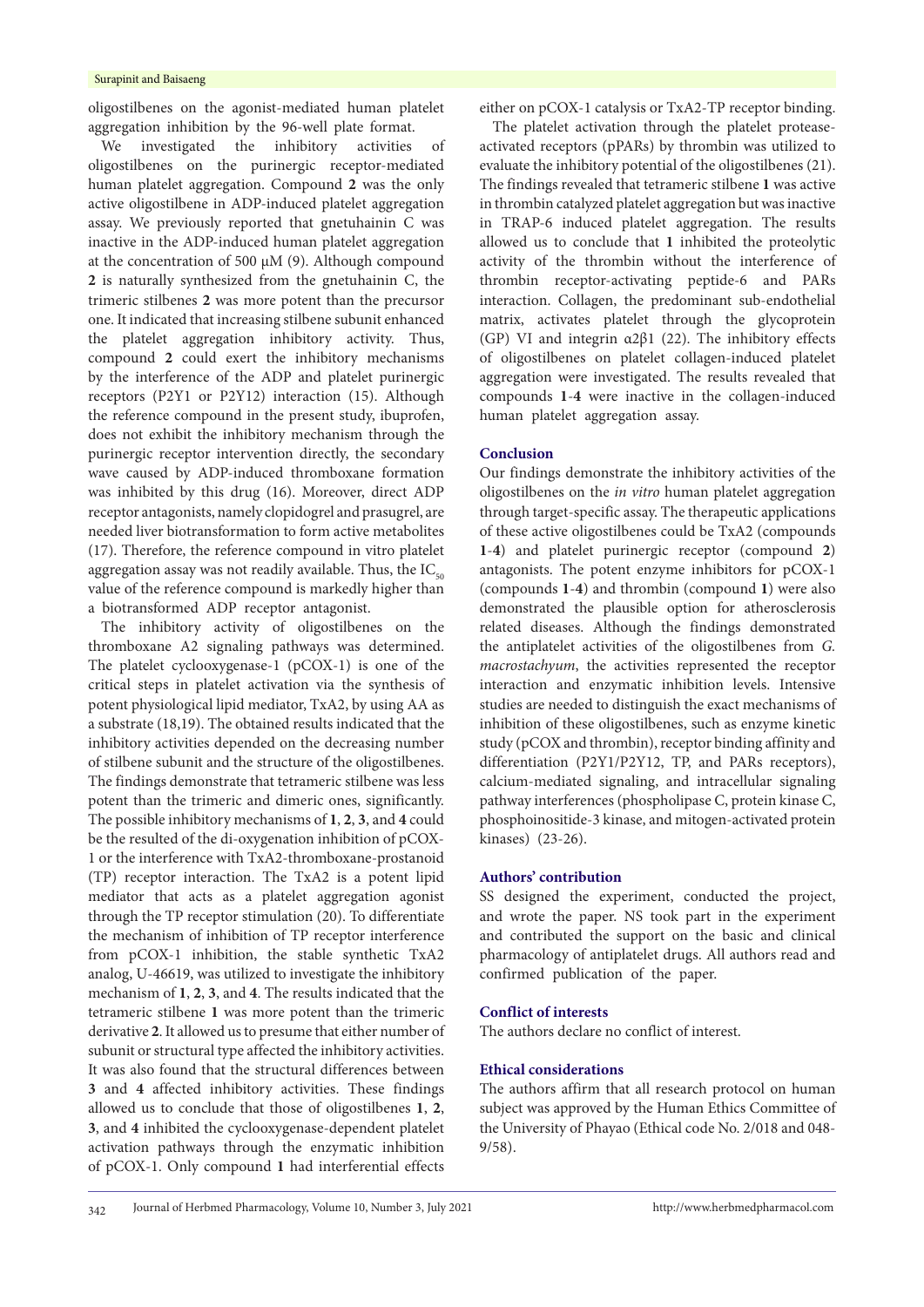oligostilbenes on the agonist-mediated human platelet aggregation inhibition by the 96-well plate format.

We investigated the inhibitory activities of oligostilbenes on the purinergic receptor-mediated human platelet aggregation. Compound **2** was the only active oligostilbene in ADP-induced platelet aggregation assay. We previously reported that gnetuhainin C was inactive in the ADP-induced human platelet aggregation at the concentration of 500 µM (9). Although compound **2** is naturally synthesized from the gnetuhainin C, the trimeric stilbenes **2** was more potent than the precursor one. It indicated that increasing stilbene subunit enhanced the platelet aggregation inhibitory activity. Thus, compound **2** could exert the inhibitory mechanisms by the interference of the ADP and platelet purinergic receptors (P2Y1 or P2Y12) interaction (15). Although the reference compound in the present study, ibuprofen, does not exhibit the inhibitory mechanism through the purinergic receptor intervention directly, the secondary wave caused by ADP-induced thromboxane formation was inhibited by this drug (16). Moreover, direct ADP receptor antagonists, namely clopidogrel and prasugrel, are needed liver biotransformation to form active metabolites (17). Therefore, the reference compound in vitro platelet aggregation assay was not readily available. Thus, the $IC_{50}$ value of the reference compound is markedly higher than a biotransformed ADP receptor antagonist.

The inhibitory activity of oligostilbenes on the thromboxane A2 signaling pathways was determined. The platelet cyclooxygenase-1 (pCOX-1) is one of the critical steps in platelet activation via the synthesis of potent physiological lipid mediator, TxA2, by using AA as a substrate (18,19). The obtained results indicated that the inhibitory activities depended on the decreasing number of stilbene subunit and the structure of the oligostilbenes. The findings demonstrate that tetrameric stilbene was less potent than the trimeric and dimeric ones, significantly. The possible inhibitory mechanisms of **1**, **2**, **3**, and **4** could be the resulted of the di-oxygenation inhibition of pCOX-1 or the interference with TxA2-thromboxane-prostanoid (TP) receptor interaction. The TxA2 is a potent lipid mediator that acts as a platelet aggregation agonist through the TP receptor stimulation (20). To differentiate the mechanism of inhibition of TP receptor interference from pCOX-1 inhibition, the stable synthetic TxA2 analog, U-46619, was utilized to investigate the inhibitory mechanism of **1**, **2**, **3**, and **4**. The results indicated that the tetrameric stilbene **1** was more potent than the trimeric derivative **2**. It allowed us to presume that either number of subunit or structural type affected the inhibitory activities. It was also found that the structural differences between **3** and **4** affected inhibitory activities. These findings allowed us to conclude that those of oligostilbenes **1**, **2**, **3**, and **4** inhibited the cyclooxygenase-dependent platelet activation pathways through the enzymatic inhibition of pCOX-1. Only compound **1** had interferential effects either on pCOX-1 catalysis or TxA2-TP receptor binding.

The platelet activation through the platelet protease-activated receptors (pPARs) by thrombin was utilized to evaluate the inhibitory potential of the oligostilbenes (21). The findings revealed that tetrameric stilbene **1** was active in thrombin catalyzed platelet aggregation but was inactive in TRAP-6 induced platelet aggregation. The results allowed us to conclude that **1** inhibited the proteolytic activity of the thrombin without the interference of thrombin receptor-activating peptide-6 and PARs interaction. Collagen, the predominant sub-endothelial matrix, activates platelet through the glycoprotein (GP) VI and integrin α2β1 (22). The inhibitory effects of oligostilbenes on platelet collagen-induced platelet aggregation were investigated. The results revealed that compounds **1**-**4** were inactive in the collagen-induced human platelet aggregation assay.

## Conclusion

Our findings demonstrate the inhibitory activities of the oligostilbenes on the *in vitro* human platelet aggregation through target-specific assay. The therapeutic applications of these active oligostilbenes could be TxA2 (compounds **1**-**4**) and platelet purinergic receptor (compound **2**) antagonists. The potent enzyme inhibitors for pCOX-1 (compounds **1**-**4**) and thrombin (compound **1**) were also demonstrated the plausible option for atherosclerosis related diseases. Although the findings demonstrated the antiplatelet activities of the oligostilbenes from *G. macrostachyum*, the activities represented the receptor interaction and enzymatic inhibition levels. Intensive studies are needed to distinguish the exact mechanisms of inhibition of these oligostilbenes, such as enzyme kinetic study (pCOX and thrombin), receptor binding affinity and differentiation (P2Y1/P2Y12, TP, and PARs receptors), calcium-mediated signaling, and intracellular signaling pathway interferences (phospholipase C, protein kinase C, phosphoinositide-3 kinase, and mitogen-activated protein kinases) (23-26).

## Authors' contribution

SS designed the experiment, conducted the project, and wrote the paper. NS took part in the experiment and contributed the support on the basic and clinical pharmacology of antiplatelet drugs. All authors read and confirmed publication of the paper.

## Conflict of interests

The authors declare no conflict of interest.

## Ethical considerations

The authors affirm that all research protocol on human subject was approved by the Human Ethics Committee of the University of Phayao (Ethical code No. 2/018 and 048-9/58).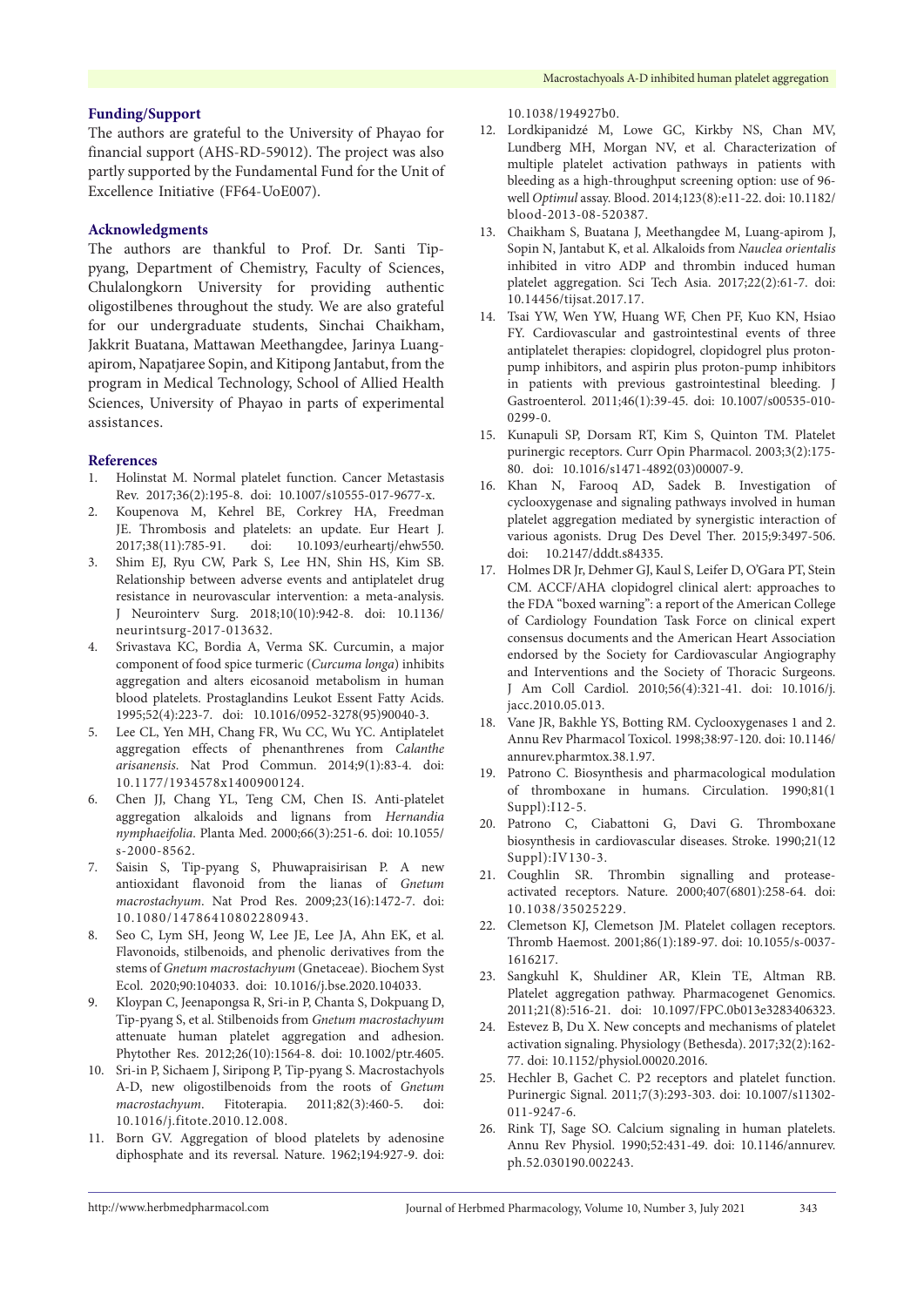## Funding/Support

The authors are grateful to the University of Phayao for financial support (AHS-RD-59012). The project was also partly supported by the Fundamental Fund for the Unit of Excellence Initiative (FF64-UoE007).

## Acknowledgments

The authors are thankful to Prof. Dr. Santi Tip-pyang, Department of Chemistry, Faculty of Sciences, Chulalongkorn University for providing authentic oligostilbenes throughout the study. We are also grateful for our undergraduate students, Sinchai Chaikham, Jakkrit Buatana, Mattawan Meethangdee, Jarinya Luang-apirom, Napatjaree Sopin, and Kitipong Jantabut, from the program in Medical Technology, School of Allied Health Sciences, University of Phayao in parts of experimental assistances.

## References

1. Holinstat M. Normal platelet function. Cancer Metastasis Rev. 2017;36(2):195-8. doi: 10.1007/s10555-017-9677-x.
2. Koupenova M, Kehrel BE, Corkrey HA, Freedman JE. Thrombosis and platelets: an update. Eur Heart J. 2017;38(11):785-91. doi: 10.1093/eurheartj/ehw550.
3. Shim EJ, Ryu CW, Park S, Lee HN, Shin HS, Kim SB. Relationship between adverse events and antiplatelet drug resistance in neurovascular intervention: a meta-analysis. J Neurointerv Surg. 2018;10(10):942-8. doi: 10.1136/neurintsurg-2017-013632.
4. Srivastava KC, Bordia A, Verma SK. Curcumin, a major component of food spice turmeric (*Curcuma longa*) inhibits aggregation and alters eicosanoid metabolism in human blood platelets. Prostaglandins Leukot Essent Fatty Acids. 1995;52(4):223-7. doi: 10.1016/0952-3278(95)90040-3.
5. Lee CL, Yen MH, Chang FR, Wu CC, Wu YC. Antiplatelet aggregation effects of phenanthrenes from *Calanthe arisanensis*. Nat Prod Commun. 2014;9(1):83-4. doi: 10.1177/1934578x1400900124.
6. Chen JJ, Chang YL, Teng CM, Chen IS. Anti-platelet aggregation alkaloids and lignans from *Hernandia nymphaeifolia*. Planta Med. 2000;66(3):251-6. doi: 10.1055/s-2000-8562.
7. Saisin S, Tip-pyang S, Phuwapraisirisan P. A new antioxidant flavonoid from the lianas of *Gnetum macrostachyum*. Nat Prod Res. 2009;23(16):1472-7. doi: 10.1080/14786410802280943.
8. Seo C, Lym SH, Jeong W, Lee JE, Lee JA, Ahn EK, et al. Flavonoids, stilbenoids, and phenolic derivatives from the stems of *Gnetum macrostachyum* (Gnetaceae). Biochem Syst Ecol. 2020;90:104033. doi: 10.1016/j.bse.2020.104033.
9. Kloypan C, Jeenapongsa R, Sri-in P, Chanta S, Dokpuang D, Tip-pyang S, et al. Stilbenoids from *Gnetum macrostachyum* attenuate human platelet aggregation and adhesion. Phytother Res. 2012;26(10):1564-8. doi: 10.1002/ptr.4605.
10. Sri-in P, Sichaem J, Siripong P, Tip-pyang S. Macrostachyols A-D, new oligostilbenoids from the roots of *Gnetum macrostachyum*. Fitoterapia. 2011;82(3):460-5. doi: 10.1016/j.fitote.2010.12.008.
11. Born GV. Aggregation of blood platelets by adenosine diphosphate and its reversal. Nature. 1962;194:927-9. doi: 10.1038/194927b0.
12. Lordkipanidzé M, Lowe GC, Kirkby NS, Chan MV, Lundberg MH, Morgan NV, et al. Characterization of multiple platelet activation pathways in patients with bleeding as a high-throughput screening option: use of 96-well *Optimul* assay. Blood. 2014;123(8):e11-22. doi: 10.1182/blood-2013-08-520387.
13. Chaikham S, Buatana J, Meethangdee M, Luang-apirom J, Sopin N, Jantabut K, et al. Alkaloids from *Nauclea orientalis* inhibited in vitro ADP and thrombin induced human platelet aggregation. Sci Tech Asia. 2017;22(2):61-7. doi: 10.14456/tijsat.2017.17.
14. Tsai YW, Wen YW, Huang WF, Chen PF, Kuo KN, Hsiao FY. Cardiovascular and gastrointestinal events of three antiplatelet therapies: clopidogrel, clopidogrel plus proton-pump inhibitors, and aspirin plus proton-pump inhibitors in patients with previous gastrointestinal bleeding. J Gastroenterol. 2011;46(1):39-45. doi: 10.1007/s00535-010-0299-0.
15. Kunapuli SP, Dorsam RT, Kim S, Quinton TM. Platelet purinergic receptors. Curr Opin Pharmacol. 2003;3(2):175-80. doi: 10.1016/s1471-4892(03)00007-9.
16. Khan N, Farooq AD, Sadek B. Investigation of cyclooxygenase and signaling pathways involved in human platelet aggregation mediated by synergistic interaction of various agonists. Drug Des Devel Ther. 2015;9:3497-506. doi: 10.2147/dddt.s84335.
17. Holmes DR Jr, Dehmer GJ, Kaul S, Leifer D, O'Gara PT, Stein CM. ACCF/AHA clopidogrel clinical alert: approaches to the FDA "boxed warning": a report of the American College of Cardiology Foundation Task Force on clinical expert consensus documents and the American Heart Association endorsed by the Society for Cardiovascular Angiography and Interventions and the Society of Thoracic Surgeons. J Am Coll Cardiol. 2010;56(4):321-41. doi: 10.1016/j.jacc.2010.05.013.
18. Vane JR, Bakhle YS, Botting RM. Cyclooxygenases 1 and 2. Annu Rev Pharmacol Toxicol. 1998;38:97-120. doi: 10.1146/annurev.pharmtox.38.1.97.
19. Patrono C. Biosynthesis and pharmacological modulation of thromboxane in humans. Circulation. 1990;81(1 Suppl):I12-5.
20. Patrono C, Ciabattoni G, Davi G. Thromboxane biosynthesis in cardiovascular diseases. Stroke. 1990;21(12 Suppl):IV130-3.
21. Coughlin SR. Thrombin signalling and protease-activated receptors. Nature. 2000;407(6801):258-64. doi: 10.1038/35025229.
22. Clemetson KJ, Clemetson JM. Platelet collagen receptors. Thromb Haemost. 2001;86(1):189-97. doi: 10.1055/s-0037-1616217.
23. Sangkuhl K, Shuldiner AR, Klein TE, Altman RB. Platelet aggregation pathway. Pharmacogenet Genomics. 2011;21(8):516-21. doi: 10.1097/FPC.0b013e3283406323.
24. Estevez B, Du X. New concepts and mechanisms of platelet activation signaling. Physiology (Bethesda). 2017;32(2):162-77. doi: 10.1152/physiol.00020.2016.
25. Hechler B, Gachet C. P2 receptors and platelet function. Purinergic Signal. 2011;7(3):293-303. doi: 10.1007/s11302-011-9247-6.
26. Rink TJ, Sage SO. Calcium signaling in human platelets. Annu Rev Physiol. 1990;52:431-49. doi: 10.1146/annurev.ph.52.030190.002243.